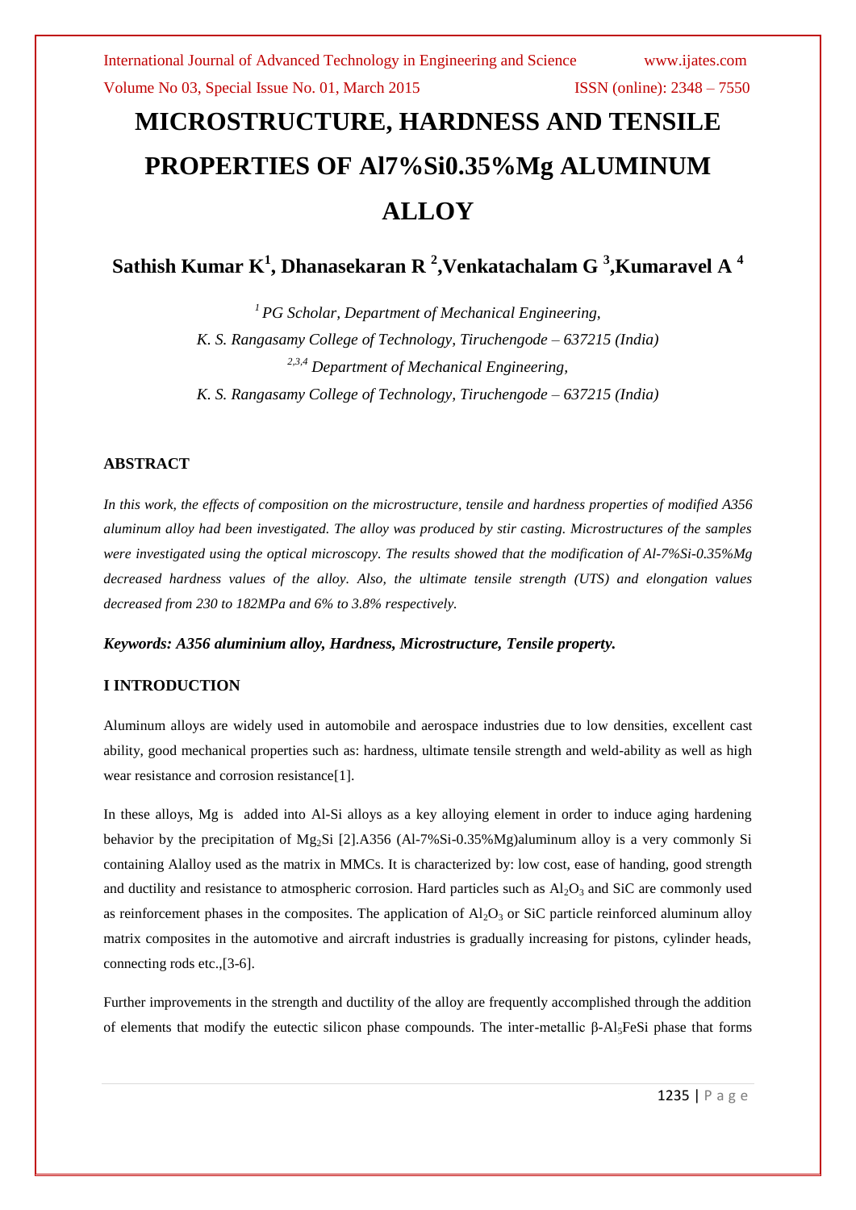# MICROSTRUCTURE, HARDNESS AND TENSILE PROPERTIES OF Al7%Si0.35%Mg ALUMINUM ALLOY

**Sathish Kumar K[1], Dhanasekaran R [2],Venkatachalam G [3],Kumaravel A [4]**

*[1] PG Scholar, Department of Mechanical Engineering,*
*K. S. Rangasamy College of Technology, Tiruchengode – 637215 (India)*
*[2,3,4] Department of Mechanical Engineering,*
*K. S. Rangasamy College of Technology, Tiruchengode – 637215 (India)*

## ABSTRACT

*In this work, the effects of composition on the microstructure, tensile and hardness properties of modified A356 aluminum alloy had been investigated. The alloy was produced by stir casting. Microstructures of the samples were investigated using the optical microscopy. The results showed that the modification of Al-7%Si-0.35%Mg decreased hardness values of the alloy. Also, the ultimate tensile strength (UTS) and elongation values decreased from 230 to 182MPa and 6% to 3.8% respectively.*

***Keywords: A356 aluminium alloy, Hardness, Microstructure, Tensile property.***

## I INTRODUCTION

Aluminum alloys are widely used in automobile and aerospace industries due to low densities, excellent cast ability, good mechanical properties such as: hardness, ultimate tensile strength and weld-ability as well as high wear resistance and corrosion resistance[1].

In these alloys, Mg is added into Al-Si alloys as a key alloying element in order to induce aging hardening behavior by the precipitation of $Mg_2Si$ [2].A356 (Al-7%Si-0.35%Mg)aluminum alloy is a very commonly Si containing Alalloy used as the matrix in MMCs. It is characterized by: low cost, ease of handing, good strength and ductility and resistance to atmospheric corrosion. Hard particles such as $Al_2O_3$ and SiC are commonly used as reinforcement phases in the composites. The application of $Al_2O_3$ or SiC particle reinforced aluminum alloy matrix composites in the automotive and aircraft industries is gradually increasing for pistons, cylinder heads, connecting rods etc.,[3-6].

Further improvements in the strength and ductility of the alloy are frequently accomplished through the addition of elements that modify the eutectic silicon phase compounds. The inter-metallic $\beta$-$Al_5FeSi$ phase that forms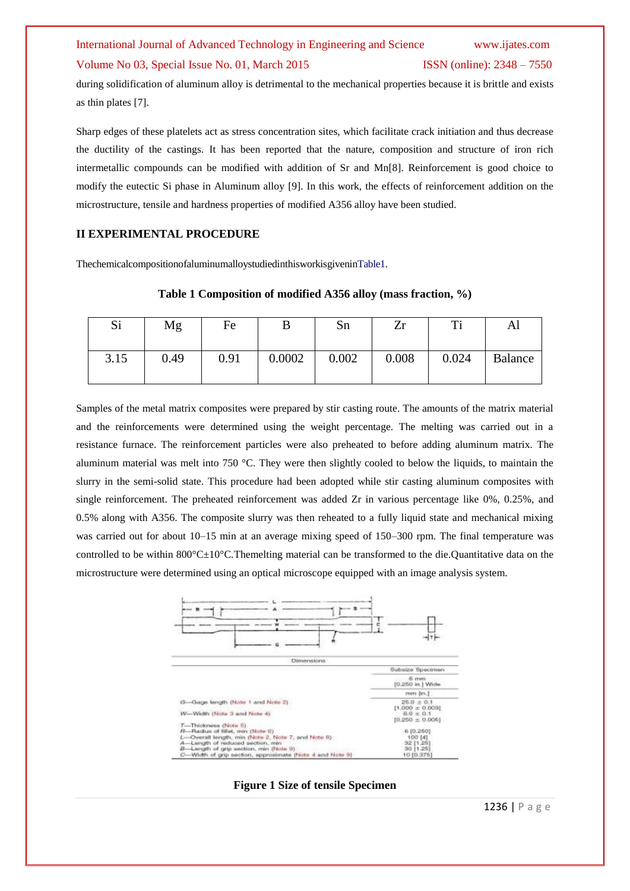during solidification of aluminum alloy is detrimental to the mechanical properties because it is brittle and exists as thin plates [7].

Sharp edges of these platelets act as stress concentration sites, which facilitate crack initiation and thus decrease the ductility of the castings. It has been reported that the nature, composition and structure of iron rich intermetallic compounds can be modified with addition of Sr and Mn[8]. Reinforcement is good choice to modify the eutectic Si phase in Aluminum alloy [9]. In this work, the effects of reinforcement addition on the microstructure, tensile and hardness properties of modified A356 alloy have been studied.

## II EXPERIMENTAL PROCEDURE

ThechemicalcompositionofaluminumalloystudiedinthisworkisgiveninTable1.

**Table 1 Composition of modified A356 alloy (mass fraction, %)**

| Si | Mg | Fe | B | Sn | Zr | Ti | Al |
|---|---|---|---|---|---|---|---|
| 3.15 | 0.49 | 0.91 | 0.0002 | 0.002 | 0.008 | 0.024 | Balance |

Samples of the metal matrix composites were prepared by stir casting route. The amounts of the matrix material and the reinforcements were determined using the weight percentage. The melting was carried out in a resistance furnace. The reinforcement particles were also preheated to before adding aluminum matrix. The aluminum material was melt into 750 °C. They were then slightly cooled to below the liquids, to maintain the slurry in the semi-solid state. This procedure had been adopted while stir casting aluminum composites with single reinforcement. The preheated reinforcement was added Zr in various percentage like 0%, 0.25%, and 0.5% along with A356. The composite slurry was then reheated to a fully liquid state and mechanical mixing was carried out for about 10–15 min at an average mixing speed of 150–300 rpm. The final temperature was controlled to be within 800°C±10°C.Themelting material can be transformed to the die.Quantitative data on the microstructure were determined using an optical microscope equipped with an image analysis system.

| Dimensions | Subsize Specimen 6 mm [0.250 in.] Wide |
|---|---|
| | mm [in.] |
| G—Gage length (Note 1 and Note 2) | 25.0 ± 0.1 [1.000 ± 0.003] |
| W—Width (Note 3 and Note 4) | 6.0 ± 0.1 [0.250 ± 0.005] |
| T—Thickness (Note 5) | |
| R—Radius of fillet, min (Note 6) | 6 [0.250] |
| L—Overall length, min (Note 2, Note 7, and Note 8) | 100 [4] |
| A—Length of reduced section, min | 32 [1.25] |
| B—Length of grip section, min (Note 9) | 30 [1.25] |
| C—Width of grip section, approximate (Note 4 and Note 9) | 10 [0.375] |

**Figure 1 Size of tensile Specimen**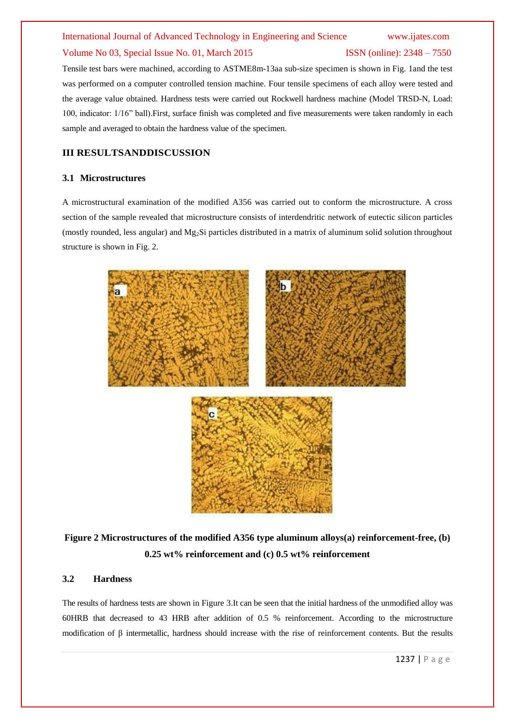Tensile test bars were machined, according to ASTME8m-13aa sub-size specimen is shown in Fig. 1and the test was performed on a computer controlled tension machine. Four tensile specimens of each alloy were tested and the average value obtained. Hardness tests were carried out Rockwell hardness machine (Model TRSD-N, Load: 100, indicator: 1/16" ball).First, surface finish was completed and five measurements were taken randomly in each sample and averaged to obtain the hardness value of the specimen.

## III RESULTSANDDISCUSSION

### 3.1 Microstructures

A microstructural examination of the modified A356 was carried out to conform the microstructure. A cross section of the sample revealed that microstructure consists of interdendritic network of eutectic silicon particles (mostly rounded, less angular) and $Mg_2Si$ particles distributed in a matrix of aluminum solid solution throughout structure is shown in Fig. 2.

**Figure 2 Microstructures of the modified A356 type aluminum alloys(a) reinforcement-free, (b) 0.25 wt% reinforcement and (c) 0.5 wt% reinforcement**

### 3.2 Hardness

The results of hardness tests are shown in Figure 3.It can be seen that the initial hardness of the unmodified alloy was 60HRB that decreased to 43 HRB after addition of 0.5 % reinforcement. According to the microstructure modification of β intermetallic, hardness should increase with the rise of reinforcement contents. But the results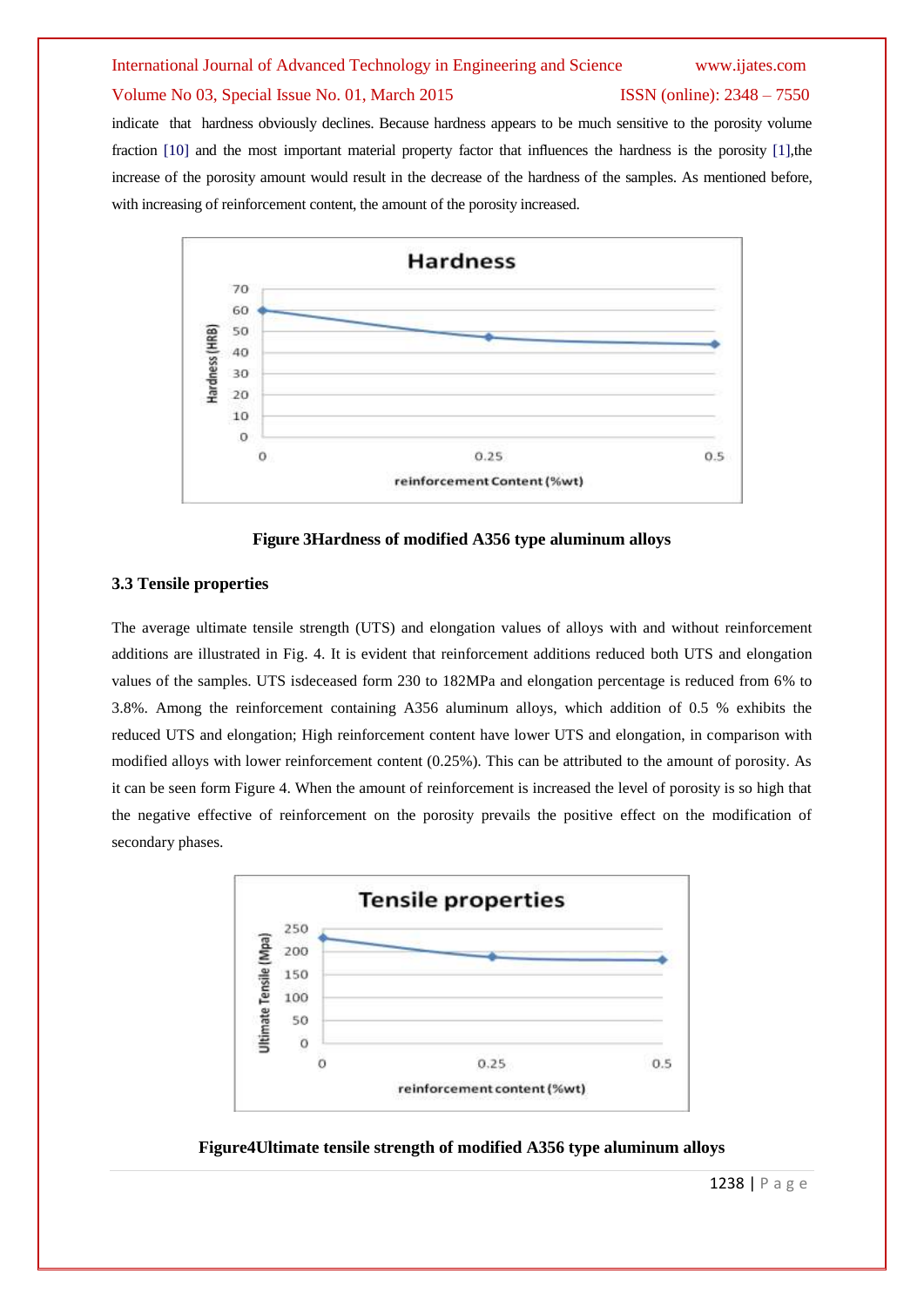indicate that hardness obviously declines. Because hardness appears to be much sensitive to the porosity volume fraction [10] and the most important material property factor that influences the hardness is the porosity [1],the increase of the porosity amount would result in the decrease of the hardness of the samples. As mentioned before, with increasing of reinforcement content, the amount of the porosity increased.

**Figure 3Hardness of modified A356 type aluminum alloys**

### 3.3 Tensile properties

The average ultimate tensile strength (UTS) and elongation values of alloys with and without reinforcement additions are illustrated in Fig. 4. It is evident that reinforcement additions reduced both UTS and elongation values of the samples. UTS isdeceased form 230 to 182MPa and elongation percentage is reduced from 6% to 3.8%. Among the reinforcement containing A356 aluminum alloys, which addition of 0.5 % exhibits the reduced UTS and elongation; High reinforcement content have lower UTS and elongation, in comparison with modified alloys with lower reinforcement content (0.25%). This can be attributed to the amount of porosity. As it can be seen form Figure 4. When the amount of reinforcement is increased the level of porosity is so high that the negative effective of reinforcement on the porosity prevails the positive effect on the modification of secondary phases.

**Figure4Ultimate tensile strength of modified A356 type aluminum alloys**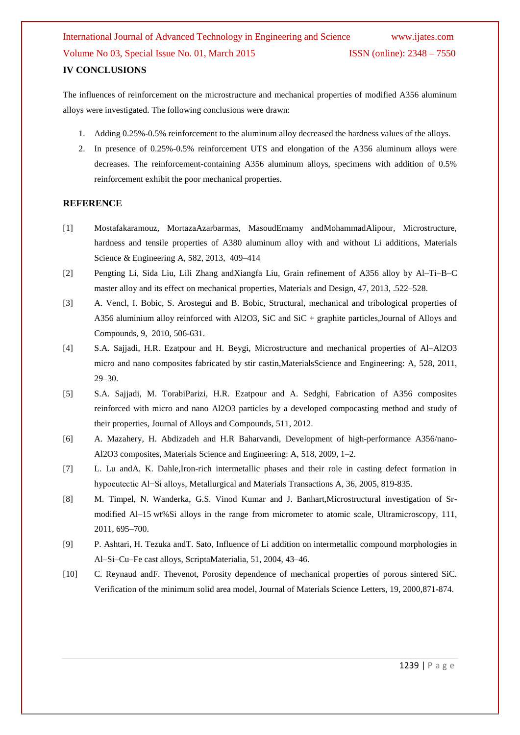## IV CONCLUSIONS

The influences of reinforcement on the microstructure and mechanical properties of modified A356 aluminum alloys were investigated. The following conclusions were drawn:

1. Adding 0.25%-0.5% reinforcement to the aluminum alloy decreased the hardness values of the alloys.
2. In presence of 0.25%-0.5% reinforcement UTS and elongation of the A356 aluminum alloys were decreases. The reinforcement-containing A356 aluminum alloys, specimens with addition of 0.5% reinforcement exhibit the poor mechanical properties.

## REFERENCE

[1] Mostafakaramouz, MortazaAzarbarmas, MasoudEmamy andMohammadAlipour, Microstructure, hardness and tensile properties of A380 aluminum alloy with and without Li additions, Materials Science & Engineering A, 582, 2013, 409–414

[2] Pengting Li, Sida Liu, Lili Zhang andXiangfa Liu, Grain refinement of A356 alloy by Al–Ti–B–C master alloy and its effect on mechanical properties, Materials and Design, 47, 2013, .522–528.

[3] A. Vencl, I. Bobic, S. Arostegui and B. Bobic, Structural, mechanical and tribological properties of A356 aluminium alloy reinforced with Al2O3, SiC and SiC + graphite particles,Journal of Alloys and Compounds, 9, 2010, 506-631.

[4] S.A. Sajjadi, H.R. Ezatpour and H. Beygi, Microstructure and mechanical properties of Al–Al2O3 micro and nano composites fabricated by stir castin,MaterialsScience and Engineering: A, 528, 2011, 29–30.

[5] S.A. Sajjadi, M. TorabiParizi, H.R. Ezatpour and A. Sedghi, Fabrication of A356 composites reinforced with micro and nano Al2O3 particles by a developed compocasting method and study of their properties, Journal of Alloys and Compounds, 511, 2012.

[6] A. Mazahery, H. Abdizadeh and H.R Baharvandi, Development of high-performance A356/nano-Al2O3 composites, Materials Science and Engineering: A, 518, 2009, 1–2.

[7] L. Lu andA. K. Dahle,Iron-rich intermetallic phases and their role in casting defect formation in hypoeutectic Al−Si alloys, Metallurgical and Materials Transactions A, 36, 2005, 819-835.

[8] M. Timpel, N. Wanderka, G.S. Vinod Kumar and J. Banhart,Microstructural investigation of Sr-modified Al–15 wt%Si alloys in the range from micrometer to atomic scale, Ultramicroscopy, 111, 2011, 695–700.

[9] P. Ashtari, H. Tezuka andT. Sato, Influence of Li addition on intermetallic compound morphologies in Al–Si–Cu–Fe cast alloys, ScriptaMaterialia, 51, 2004, 43–46.

[10] C. Reynaud andF. Thevenot, Porosity dependence of mechanical properties of porous sintered SiC. Verification of the minimum solid area model, Journal of Materials Science Letters, 19, 2000,871-874.